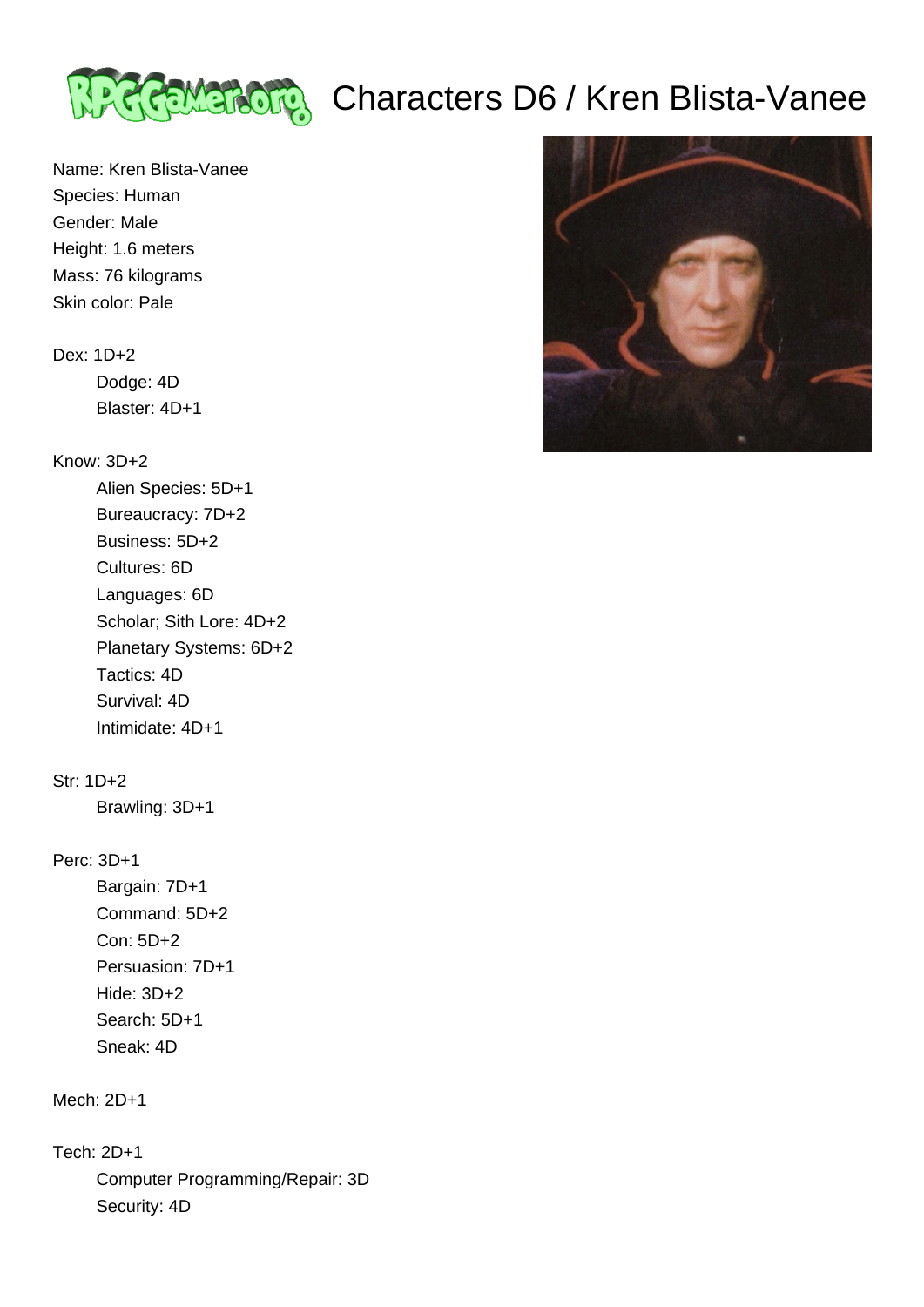# Characters D6 / Kren Blista-Vanee

Name: Kren Blista-Vanee
Species: Human
Gender: Male
Height: 1.6 meters
Mass: 76 kilograms
Skin color: Pale

Dex: 1D+2
- Dodge: 4D
- Blaster: 4D+1

Know: 3D+2
- Alien Species: 5D+1
- Bureaucracy: 7D+2
- Business: 5D+2
- Cultures: 6D
- Languages: 6D
- Scholar; Sith Lore: 4D+2
- Planetary Systems: 6D+2
- Tactics: 4D
- Survival: 4D
- Intimidate: 4D+1

Str: 1D+2
- Brawling: 3D+1

Perc: 3D+1
- Bargain: 7D+1
- Command: 5D+2
- Con: 5D+2
- Persuasion: 7D+1
- Hide: 3D+2
- Search: 5D+1
- Sneak: 4D

Mech: 2D+1

Tech: 2D+1
- Computer Programming/Repair: 3D
- Security: 4D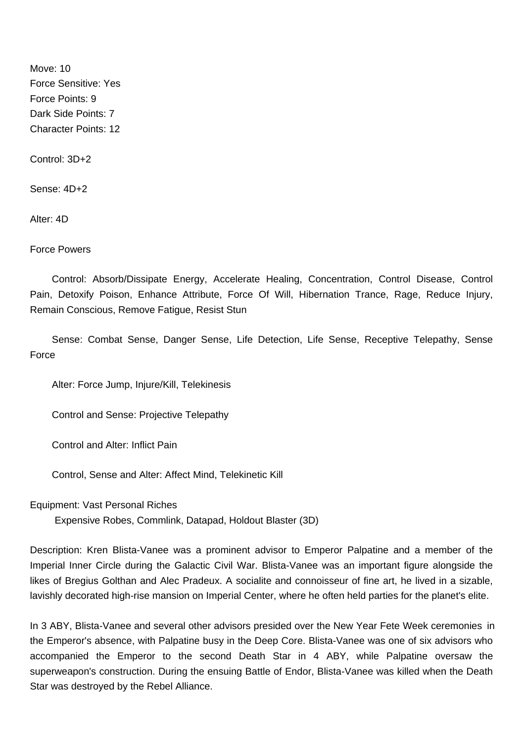Move: 10
Force Sensitive: Yes
Force Points: 9
Dark Side Points: 7
Character Points: 12

Control: 3D+2

Sense: 4D+2

Alter: 4D

Force Powers

Control: Absorb/Dissipate Energy, Accelerate Healing, Concentration, Control Disease, Control Pain, Detoxify Poison, Enhance Attribute, Force Of Will, Hibernation Trance, Rage, Reduce Injury, Remain Conscious, Remove Fatigue, Resist Stun

Sense: Combat Sense, Danger Sense, Life Detection, Life Sense, Receptive Telepathy, Sense Force

Alter: Force Jump, Injure/Kill, Telekinesis

Control and Sense: Projective Telepathy

Control and Alter: Inflict Pain

Control, Sense and Alter: Affect Mind, Telekinetic Kill

Equipment: Vast Personal Riches
Expensive Robes, Commlink, Datapad, Holdout Blaster (3D)

Description: Kren Blista-Vanee was a prominent advisor to Emperor Palpatine and a member of the Imperial Inner Circle during the Galactic Civil War. Blista-Vanee was an important figure alongside the likes of Bregius Golthan and Alec Pradeux. A socialite and connoisseur of fine art, he lived in a sizable, lavishly decorated high-rise mansion on Imperial Center, where he often held parties for the planet's elite.

In 3 ABY, Blista-Vanee and several other advisors presided over the New Year Fete Week ceremonies in the Emperor's absence, with Palpatine busy in the Deep Core. Blista-Vanee was one of six advisors who accompanied the Emperor to the second Death Star in 4 ABY, while Palpatine oversaw the superweapon's construction. During the ensuing Battle of Endor, Blista-Vanee was killed when the Death Star was destroyed by the Rebel Alliance.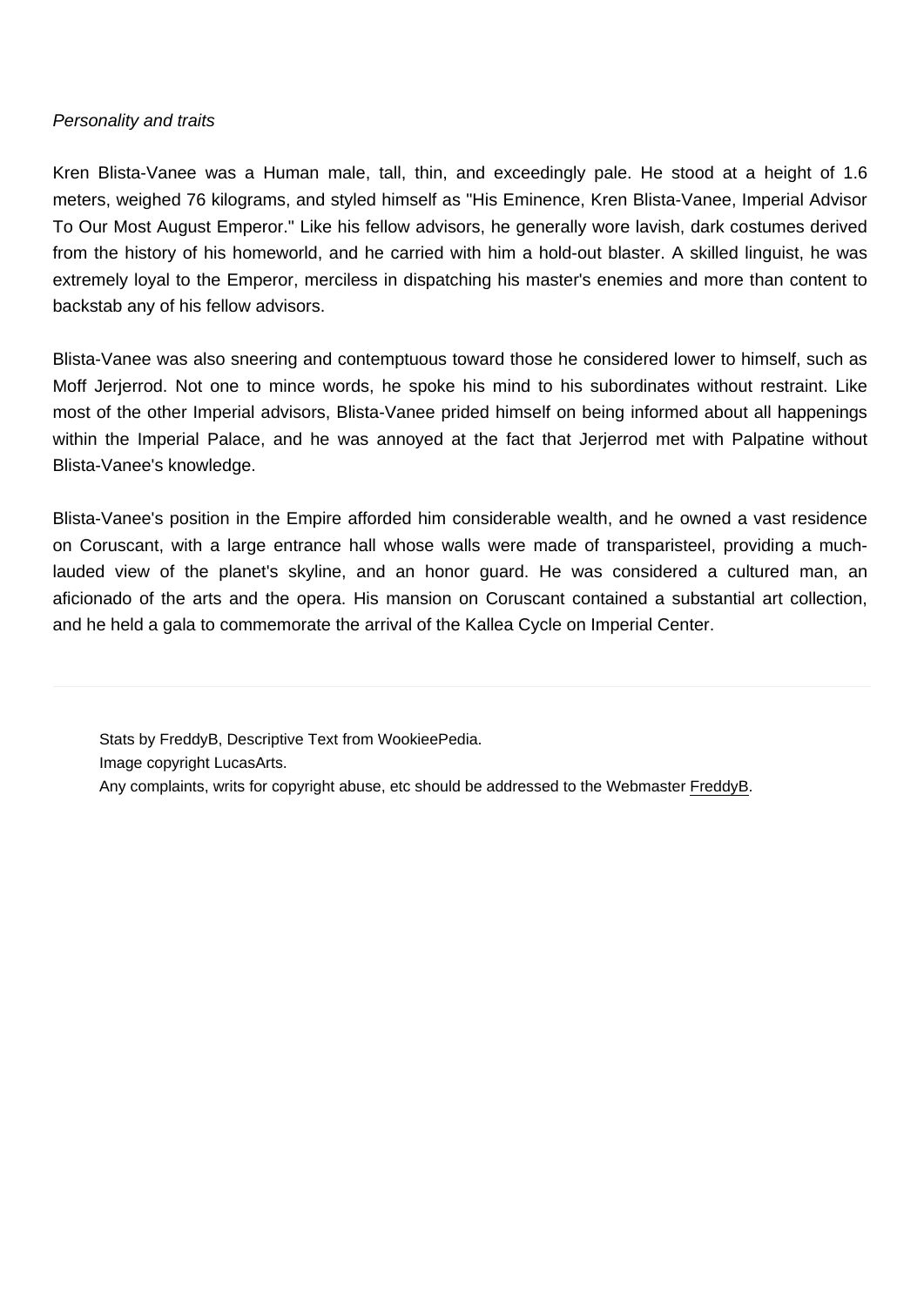*Personality and traits*

Kren Blista-Vanee was a Human male, tall, thin, and exceedingly pale. He stood at a height of 1.6 meters, weighed 76 kilograms, and styled himself as "His Eminence, Kren Blista-Vanee, Imperial Advisor To Our Most August Emperor." Like his fellow advisors, he generally wore lavish, dark costumes derived from the history of his homeworld, and he carried with him a hold-out blaster. A skilled linguist, he was extremely loyal to the Emperor, merciless in dispatching his master's enemies and more than content to backstab any of his fellow advisors.

Blista-Vanee was also sneering and contemptuous toward those he considered lower to himself, such as Moff Jerjerrod. Not one to mince words, he spoke his mind to his subordinates without restraint. Like most of the other Imperial advisors, Blista-Vanee prided himself on being informed about all happenings within the Imperial Palace, and he was annoyed at the fact that Jerjerrod met with Palpatine without Blista-Vanee's knowledge.

Blista-Vanee's position in the Empire afforded him considerable wealth, and he owned a vast residence on Coruscant, with a large entrance hall whose walls were made of transparisteel, providing a much-lauded view of the planet's skyline, and an honor guard. He was considered a cultured man, an aficionado of the arts and the opera. His mansion on Coruscant contained a substantial art collection, and he held a gala to commemorate the arrival of the Kallea Cycle on Imperial Center.

---

Stats by FreddyB, Descriptive Text from WookieePedia.
Image copyright LucasArts.
Any complaints, writs for copyright abuse, etc should be addressed to the Webmaster FreddyB.